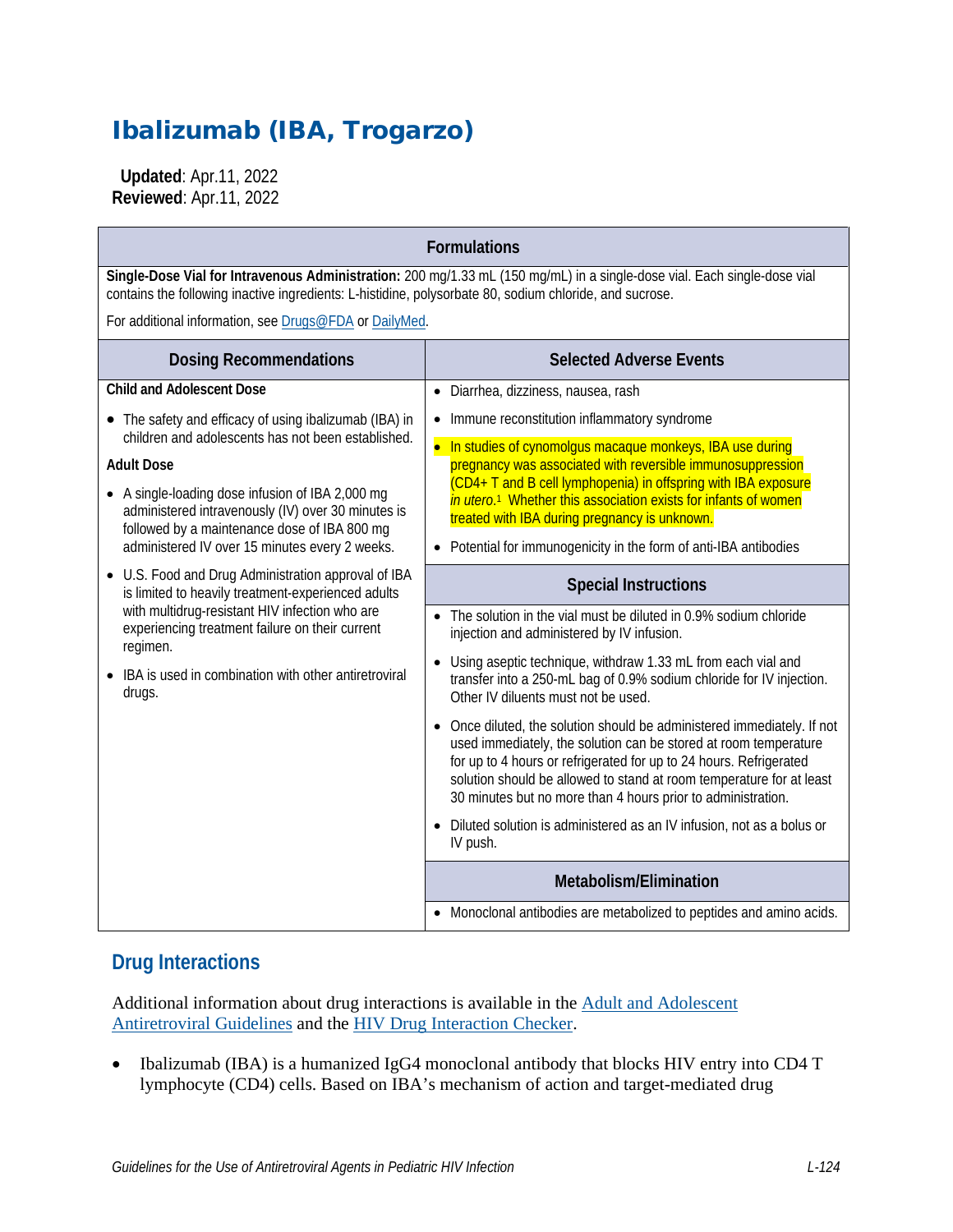# Ibalizumab (IBA, Trogarzo)

**Updated**: Apr.11, 2022
**Reviewed**: Apr.11, 2022

| Formulations | |
|---|---|
| **Single-Dose Vial for Intravenous Administration:** 200 mg/1.33 mL (150 mg/mL) in a single-dose vial. Each single-dose vial contains the following inactive ingredients: L-histidine, polysorbate 80, sodium chloride, and sucrose.<br><br>For additional information, see Drugs@FDA or DailyMed. | |
| **Dosing Recommendations** | **Selected Adverse Events** |
| **Child and Adolescent Dose**<br>• The safety and efficacy of using ibalizumab (IBA) in children and adolescents has not been established.<br>**Adult Dose**<br>• A single-loading dose infusion of IBA 2,000 mg administered intravenously (IV) over 30 minutes is followed by a maintenance dose of IBA 800 mg administered IV over 15 minutes every 2 weeks.<br>• U.S. Food and Drug Administration approval of IBA is limited to heavily treatment-experienced adults with multidrug-resistant HIV infection who are experiencing treatment failure on their current regimen.<br>• IBA is used in combination with other antiretroviral drugs. | • Diarrhea, dizziness, nausea, rash<br>• Immune reconstitution inflammatory syndrome<br>• In studies of cynomolgus macaque monkeys, IBA use during pregnancy was associated with reversible immunosuppression (CD4+ T and B cell lymphopenia) in offspring with IBA exposure *in utero*.[1] Whether this association exists for infants of women treated with IBA during pregnancy is unknown.<br>• Potential for immunogenicity in the form of anti-IBA antibodies<br><br>**Special Instructions**<br>• The solution in the vial must be diluted in 0.9% sodium chloride injection and administered by IV infusion.<br>• Using aseptic technique, withdraw 1.33 mL from each vial and transfer into a 250-mL bag of 0.9% sodium chloride for IV injection. Other IV diluents must not be used.<br>• Once diluted, the solution should be administered immediately. If not used immediately, the solution can be stored at room temperature for up to 4 hours or refrigerated for up to 24 hours. Refrigerated solution should be allowed to stand at room temperature for at least 30 minutes but no more than 4 hours prior to administration.<br>• Diluted solution is administered as an IV infusion, not as a bolus or IV push.<br><br>**Metabolism/Elimination**<br>• Monoclonal antibodies are metabolized to peptides and amino acids. |

## Drug Interactions

Additional information about drug interactions is available in the Adult and Adolescent Antiretroviral Guidelines and the HIV Drug Interaction Checker.

- Ibalizumab (IBA) is a humanized IgG4 monoclonal antibody that blocks HIV entry into CD4 T lymphocyte (CD4) cells. Based on IBA's mechanism of action and target-mediated drug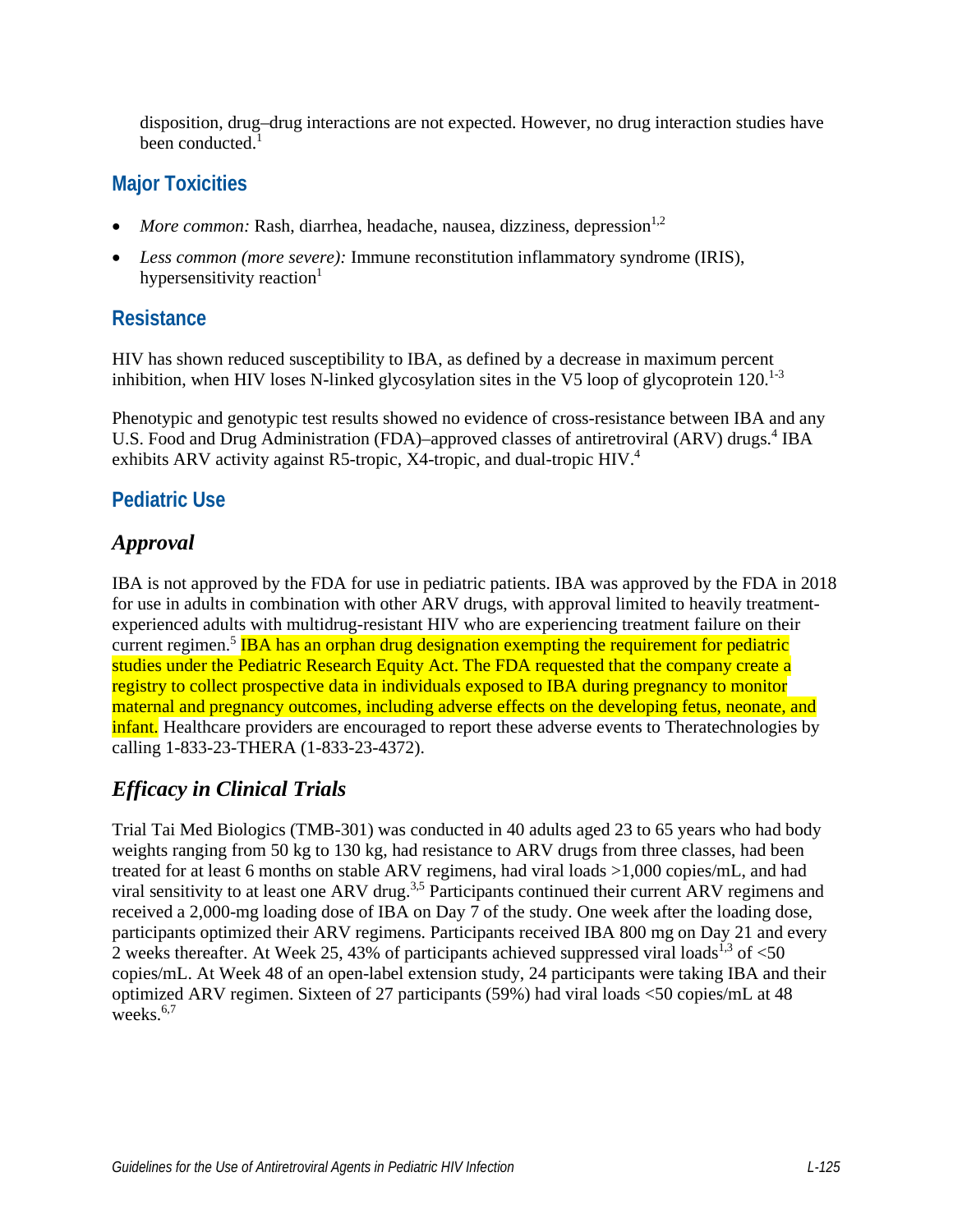disposition, drug–drug interactions are not expected. However, no drug interaction studies have been conducted.[1]

## Major Toxicities

- *More common:* Rash, diarrhea, headache, nausea, dizziness, depression[1,2]
- *Less common (more severe):* Immune reconstitution inflammatory syndrome (IRIS), hypersensitivity reaction[1]

## Resistance

HIV has shown reduced susceptibility to IBA, as defined by a decrease in maximum percent inhibition, when HIV loses N-linked glycosylation sites in the V5 loop of glycoprotein 120.[1-3]

Phenotypic and genotypic test results showed no evidence of cross-resistance between IBA and any U.S. Food and Drug Administration (FDA)–approved classes of antiretroviral (ARV) drugs.[4] IBA exhibits ARV activity against R5-tropic, X4-tropic, and dual-tropic HIV.[4]

## Pediatric Use

### *Approval*

IBA is not approved by the FDA for use in pediatric patients. IBA was approved by the FDA in 2018 for use in adults in combination with other ARV drugs, with approval limited to heavily treatment-experienced adults with multidrug-resistant HIV who are experiencing treatment failure on their current regimen.[5] IBA has an orphan drug designation exempting the requirement for pediatric studies under the Pediatric Research Equity Act. The FDA requested that the company create a registry to collect prospective data in individuals exposed to IBA during pregnancy to monitor maternal and pregnancy outcomes, including adverse effects on the developing fetus, neonate, and infant. Healthcare providers are encouraged to report these adverse events to Theratechnologies by calling 1-833-23-THERA (1-833-23-4372).

### *Efficacy in Clinical Trials*

Trial Tai Med Biologics (TMB-301) was conducted in 40 adults aged 23 to 65 years who had body weights ranging from 50 kg to 130 kg, had resistance to ARV drugs from three classes, had been treated for at least 6 months on stable ARV regimens, had viral loads >1,000 copies/mL, and had viral sensitivity to at least one ARV drug.[3,5] Participants continued their current ARV regimens and received a 2,000-mg loading dose of IBA on Day 7 of the study. One week after the loading dose, participants optimized their ARV regimens. Participants received IBA 800 mg on Day 21 and every 2 weeks thereafter. At Week 25, 43% of participants achieved suppressed viral loads[1,3] of <50 copies/mL. At Week 48 of an open-label extension study, 24 participants were taking IBA and their optimized ARV regimen. Sixteen of 27 participants (59%) had viral loads <50 copies/mL at 48 weeks.[6,7]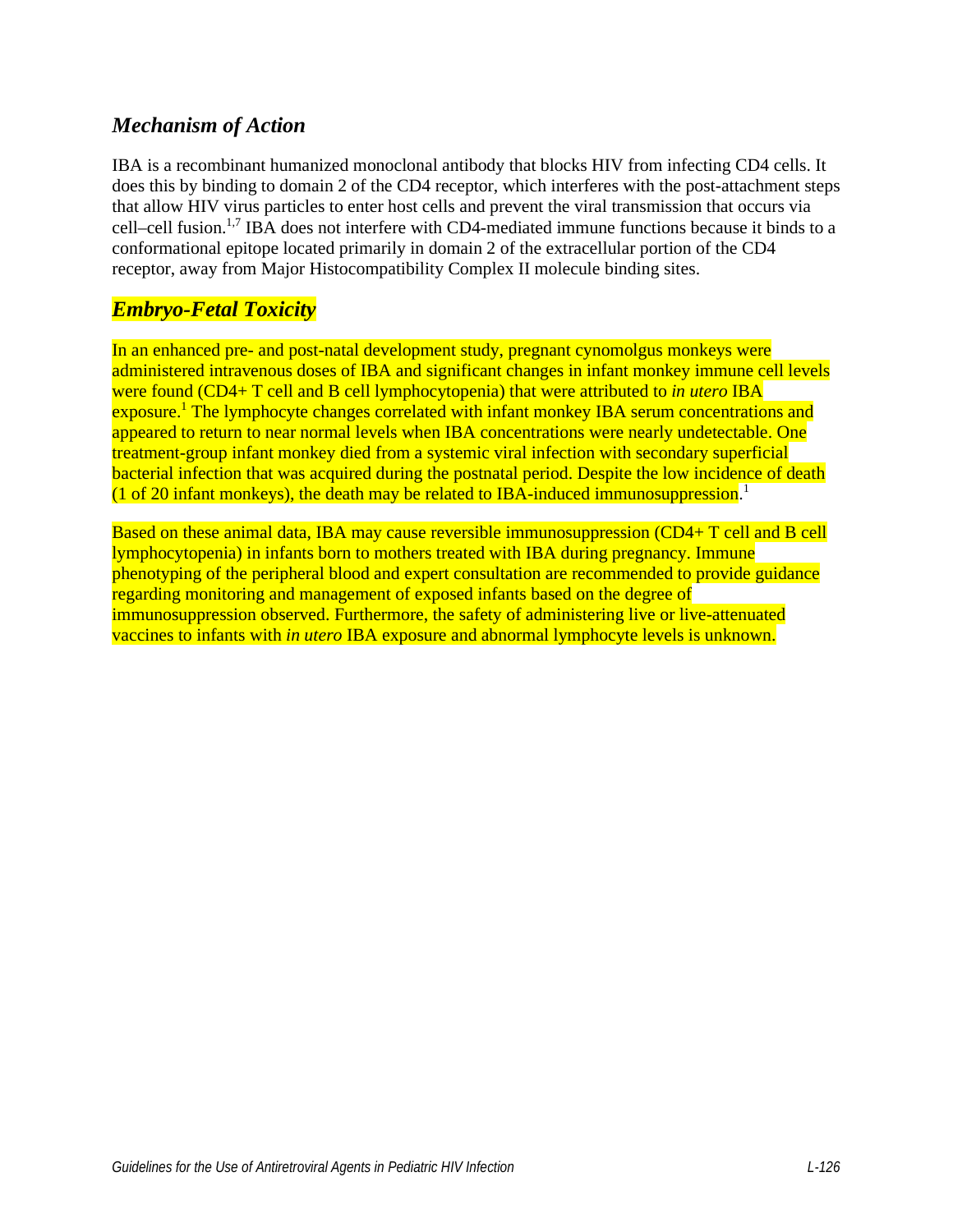### *Mechanism of Action*

IBA is a recombinant humanized monoclonal antibody that blocks HIV from infecting CD4 cells. It does this by binding to domain 2 of the CD4 receptor, which interferes with the post-attachment steps that allow HIV virus particles to enter host cells and prevent the viral transmission that occurs via cell–cell fusion.[1,7] IBA does not interfere with CD4-mediated immune functions because it binds to a conformational epitope located primarily in domain 2 of the extracellular portion of the CD4 receptor, away from Major Histocompatibility Complex II molecule binding sites.

### *Embryo-Fetal Toxicity*

In an enhanced pre- and post-natal development study, pregnant cynomolgus monkeys were administered intravenous doses of IBA and significant changes in infant monkey immune cell levels were found (CD4+ T cell and B cell lymphocytopenia) that were attributed to *in utero* IBA exposure.[1] The lymphocyte changes correlated with infant monkey IBA serum concentrations and appeared to return to near normal levels when IBA concentrations were nearly undetectable. One treatment-group infant monkey died from a systemic viral infection with secondary superficial bacterial infection that was acquired during the postnatal period. Despite the low incidence of death (1 of 20 infant monkeys), the death may be related to IBA-induced immunosuppression.[1]

Based on these animal data, IBA may cause reversible immunosuppression (CD4+ T cell and B cell lymphocytopenia) in infants born to mothers treated with IBA during pregnancy. Immune phenotyping of the peripheral blood and expert consultation are recommended to provide guidance regarding monitoring and management of exposed infants based on the degree of immunosuppression observed. Furthermore, the safety of administering live or live-attenuated vaccines to infants with *in utero* IBA exposure and abnormal lymphocyte levels is unknown.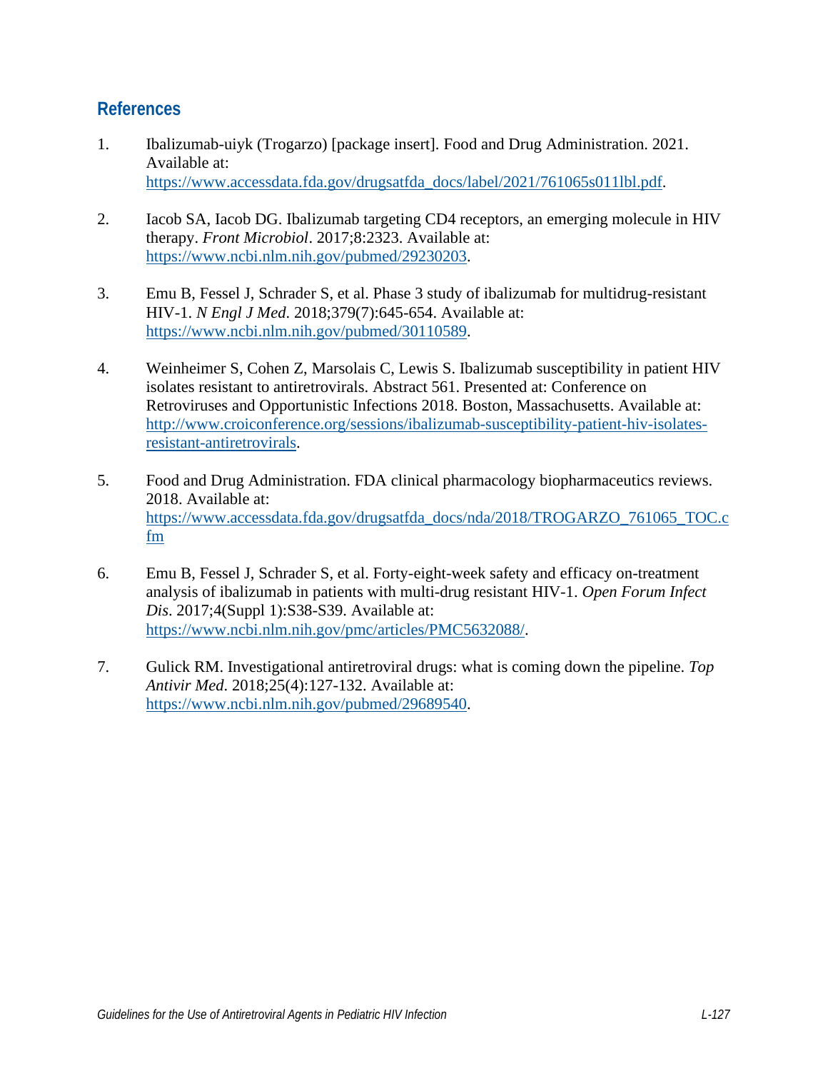## References

1. Ibalizumab-uiyk (Trogarzo) [package insert]. Food and Drug Administration. 2021. Available at: https://www.accessdata.fda.gov/drugsatfda_docs/label/2021/761065s011lbl.pdf.

2. Iacob SA, Iacob DG. Ibalizumab targeting CD4 receptors, an emerging molecule in HIV therapy. *Front Microbiol*. 2017;8:2323. Available at: https://www.ncbi.nlm.nih.gov/pubmed/29230203.

3. Emu B, Fessel J, Schrader S, et al. Phase 3 study of ibalizumab for multidrug-resistant HIV-1. *N Engl J Med*. 2018;379(7):645-654. Available at: https://www.ncbi.nlm.nih.gov/pubmed/30110589.

4. Weinheimer S, Cohen Z, Marsolais C, Lewis S. Ibalizumab susceptibility in patient HIV isolates resistant to antiretrovirals. Abstract 561. Presented at: Conference on Retroviruses and Opportunistic Infections 2018. Boston, Massachusetts. Available at: http://www.croiconference.org/sessions/ibalizumab-susceptibility-patient-hiv-isolates-resistant-antiretrovirals.

5. Food and Drug Administration. FDA clinical pharmacology biopharmaceutics reviews. 2018. Available at: https://www.accessdata.fda.gov/drugsatfda_docs/nda/2018/TROGARZO_761065_TOC.cfm

6. Emu B, Fessel J, Schrader S, et al. Forty-eight-week safety and efficacy on-treatment analysis of ibalizumab in patients with multi-drug resistant HIV-1. *Open Forum Infect Dis*. 2017;4(Suppl 1):S38-S39. Available at: https://www.ncbi.nlm.nih.gov/pmc/articles/PMC5632088/.

7. Gulick RM. Investigational antiretroviral drugs: what is coming down the pipeline. *Top Antivir Med*. 2018;25(4):127-132. Available at: https://www.ncbi.nlm.nih.gov/pubmed/29689540.